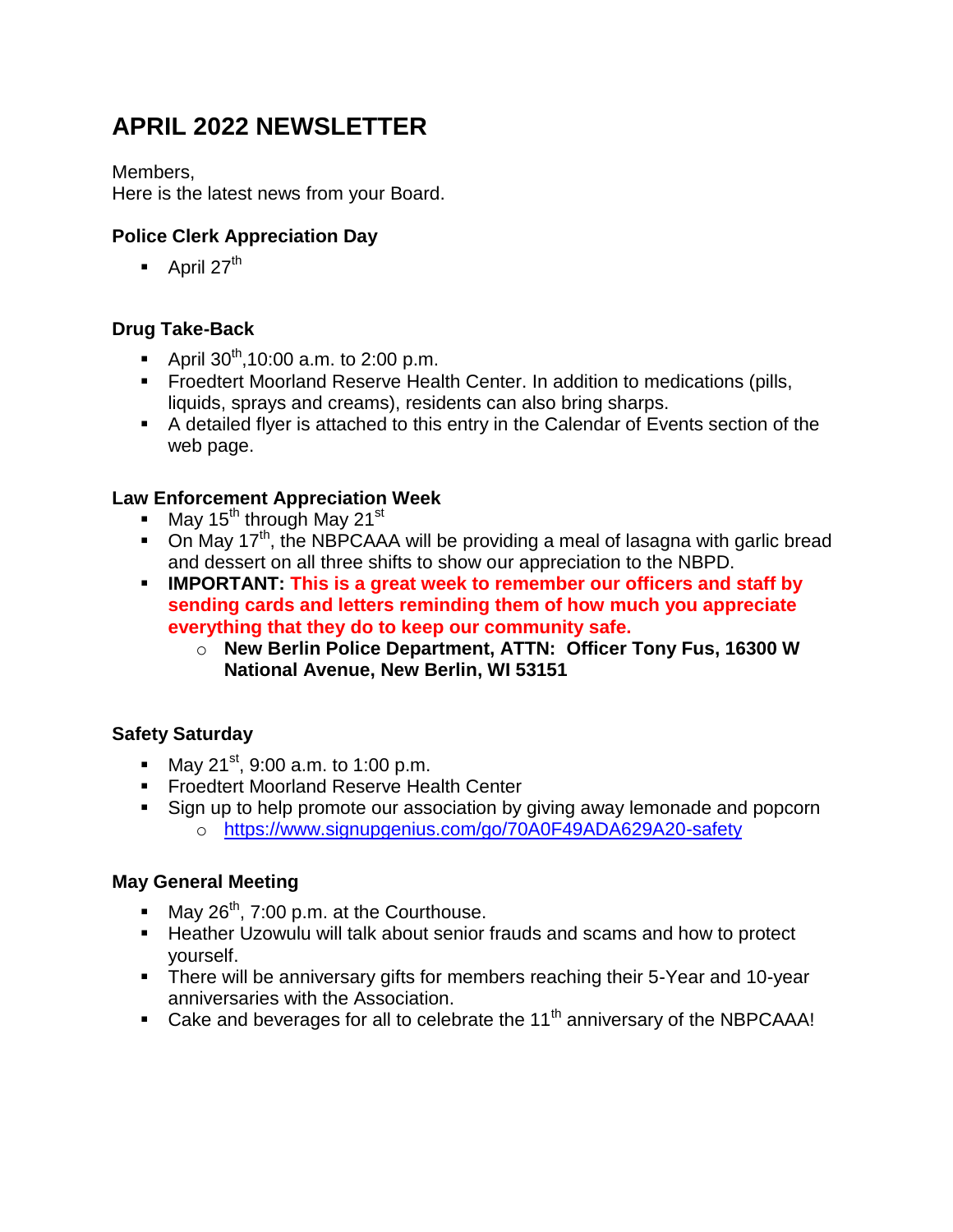# APRIL 2022 NEWSLETTER

Members,
Here is the latest news from your Board.

### Police Clerk Appreciation Day

- April 27th

### Drug Take-Back

- April 30th, 10:00 a.m. to 2:00 p.m.
- Froedtert Moorland Reserve Health Center. In addition to medications (pills, liquids, sprays and creams), residents can also bring sharps.
- A detailed flyer is attached to this entry in the Calendar of Events section of the web page.

### Law Enforcement Appreciation Week

- May 15th through May 21st
- On May 17th, the NBPCAAA will be providing a meal of lasagna with garlic bread and dessert on all three shifts to show our appreciation to the NBPD.
- **IMPORTANT: This is a great week to remember our officers and staff by sending cards and letters reminding them of how much you appreciate everything that they do to keep our community safe.**
  - **New Berlin Police Department, ATTN: Officer Tony Fus, 16300 W National Avenue, New Berlin, WI 53151**

### Safety Saturday

- May 21st, 9:00 a.m. to 1:00 p.m.
- Froedtert Moorland Reserve Health Center
- Sign up to help promote our association by giving away lemonade and popcorn
  - https://www.signupgenius.com/go/70A0F49ADA629A20-safety

### May General Meeting

- May 26th, 7:00 p.m. at the Courthouse.
- Heather Uzowulu will talk about senior frauds and scams and how to protect yourself.
- There will be anniversary gifts for members reaching their 5-Year and 10-year anniversaries with the Association.
- Cake and beverages for all to celebrate the 11th anniversary of the NBPCAAA!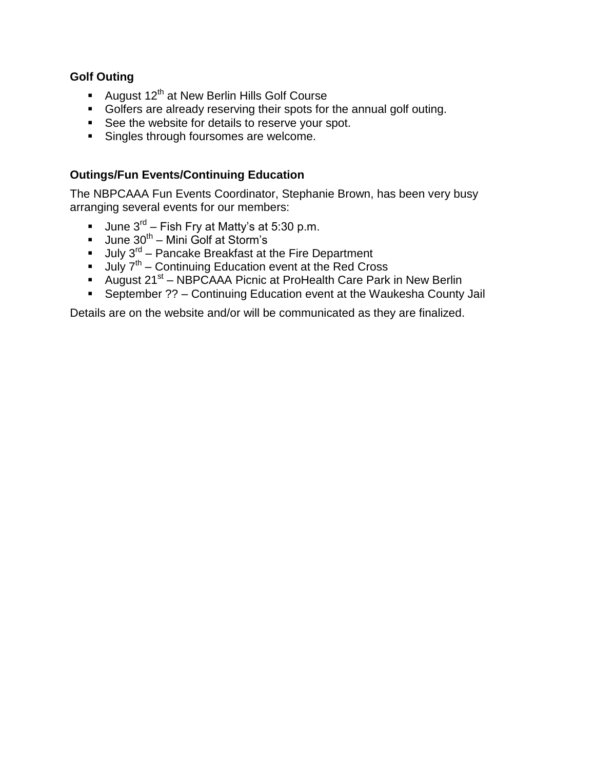**Golf Outing**

- August 12th at New Berlin Hills Golf Course
- Golfers are already reserving their spots for the annual golf outing.
- See the website for details to reserve your spot.
- Singles through foursomes are welcome.

**Outings/Fun Events/Continuing Education**

The NBPCAAA Fun Events Coordinator, Stephanie Brown, has been very busy arranging several events for our members:

- June 3rd – Fish Fry at Matty's at 5:30 p.m.
- June 30th – Mini Golf at Storm's
- July 3rd – Pancake Breakfast at the Fire Department
- July 7th – Continuing Education event at the Red Cross
- August 21st – NBPCAAA Picnic at ProHealth Care Park in New Berlin
- September ?? – Continuing Education event at the Waukesha County Jail

Details are on the website and/or will be communicated as they are finalized.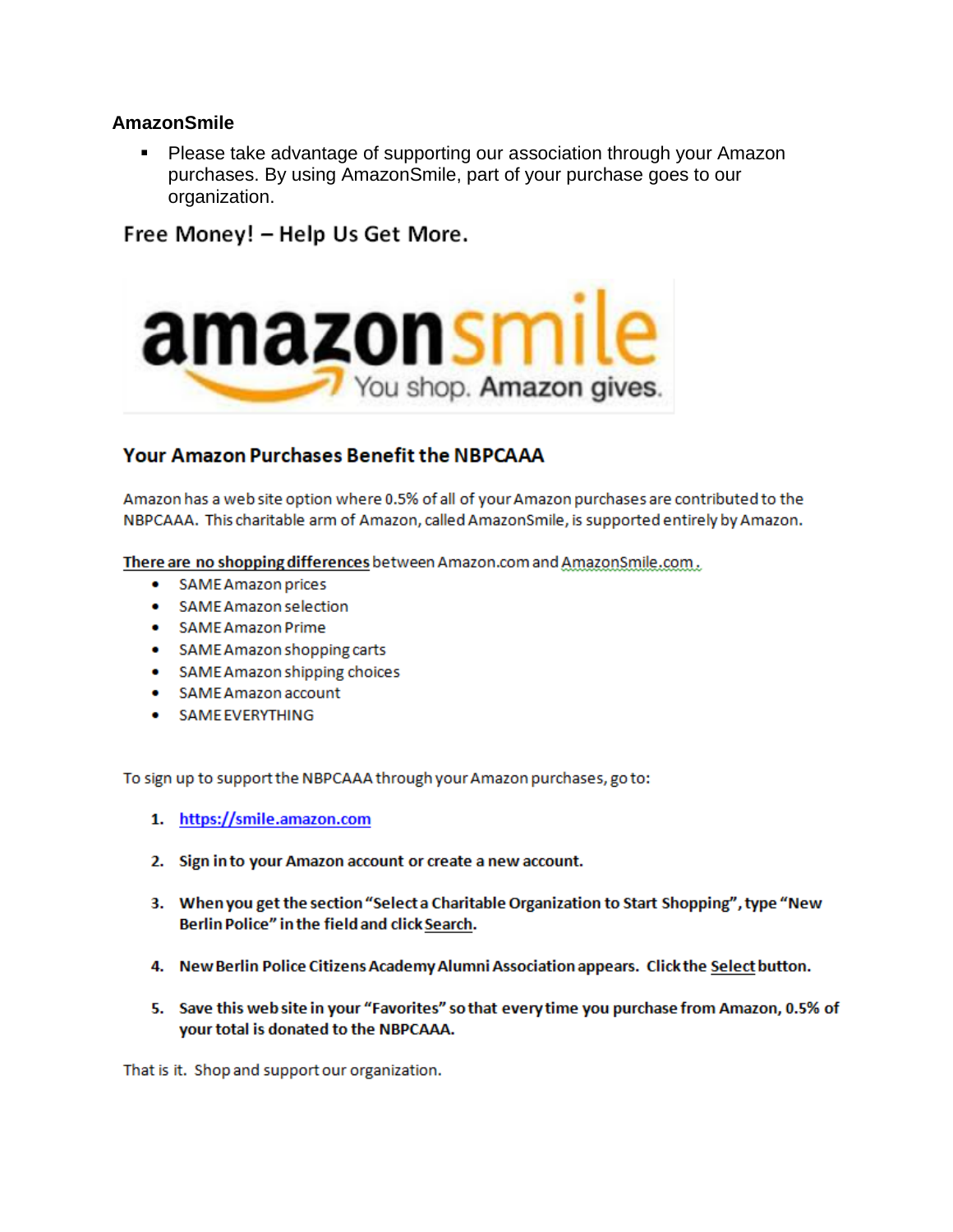## AmazonSmile

- Please take advantage of supporting our association through your Amazon purchases. By using AmazonSmile, part of your purchase goes to our organization.

### Free Money! – Help Us Get More.

amazonsmile
You shop. Amazon gives.

### Your Amazon Purchases Benefit the NBPCAAA

Amazon has a web site option where 0.5% of all of your Amazon purchases are contributed to the NBPCAAA. This charitable arm of Amazon, called AmazonSmile, is supported entirely by Amazon.

**There are no shopping differences** between Amazon.com and AmazonSmile.com.

- SAME Amazon prices
- SAME Amazon selection
- SAME Amazon Prime
- SAME Amazon shopping carts
- SAME Amazon shipping choices
- SAME Amazon account
- SAME EVERYTHING

To sign up to support the NBPCAAA through your Amazon purchases, go to:

1. **https://smile.amazon.com**
2. **Sign in to your Amazon account or create a new account.**
3. **When you get the section "Select a Charitable Organization to Start Shopping", type "New Berlin Police" in the field and click Search.**
4. **New Berlin Police Citizens Academy Alumni Association appears. Click the Select button.**
5. **Save this web site in your "Favorites" so that every time you purchase from Amazon, 0.5% of your total is donated to the NBPCAAA.**

That is it. Shop and support our organization.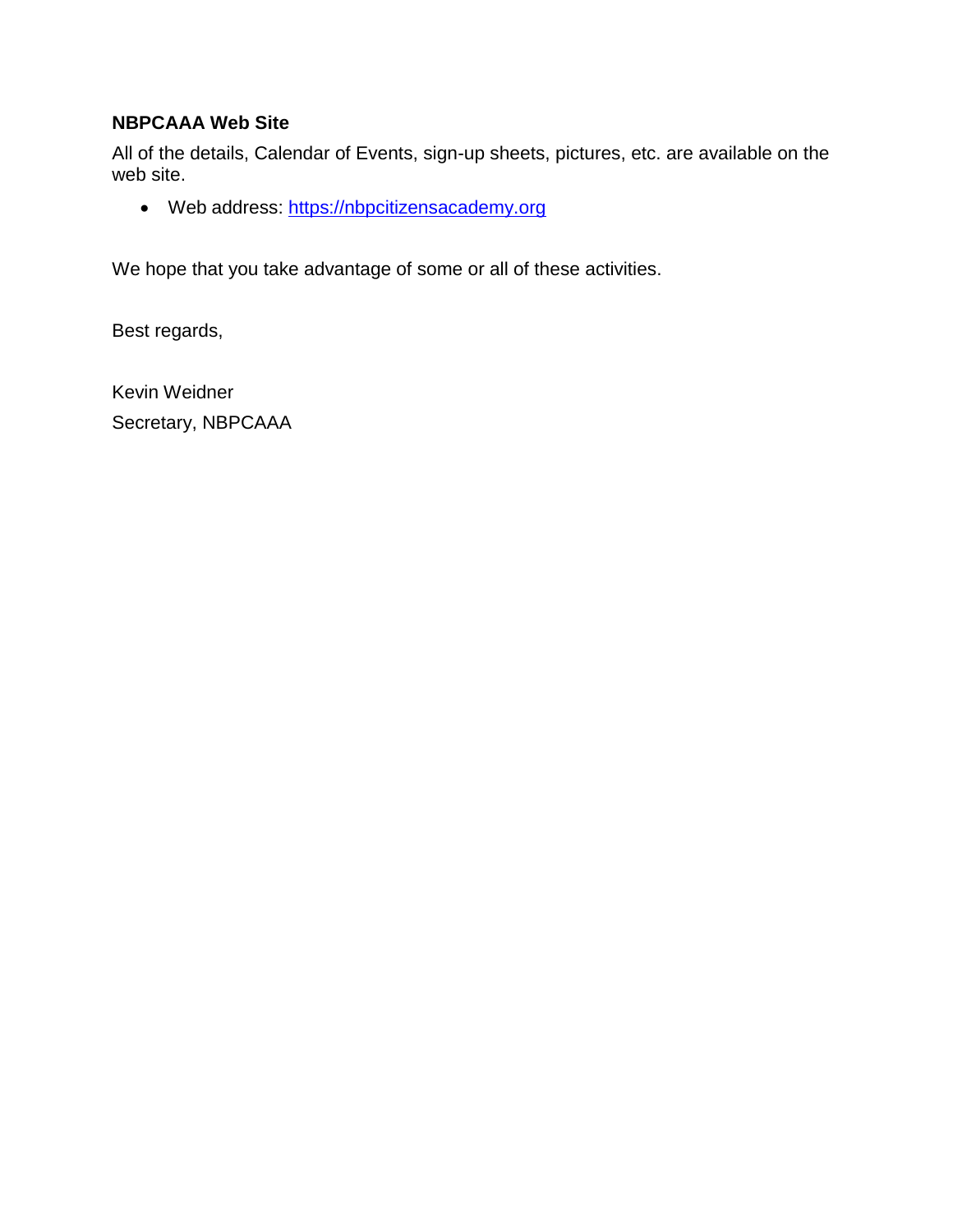**NBPCAAA Web Site**

All of the details, Calendar of Events, sign-up sheets, pictures, etc. are available on the web site.

- Web address: [https://nbpcitizensacademy.org](https://nbpcitizensacademy.org)

We hope that you take advantage of some or all of these activities.

Best regards,

Kevin Weidner
Secretary, NBPCAAA